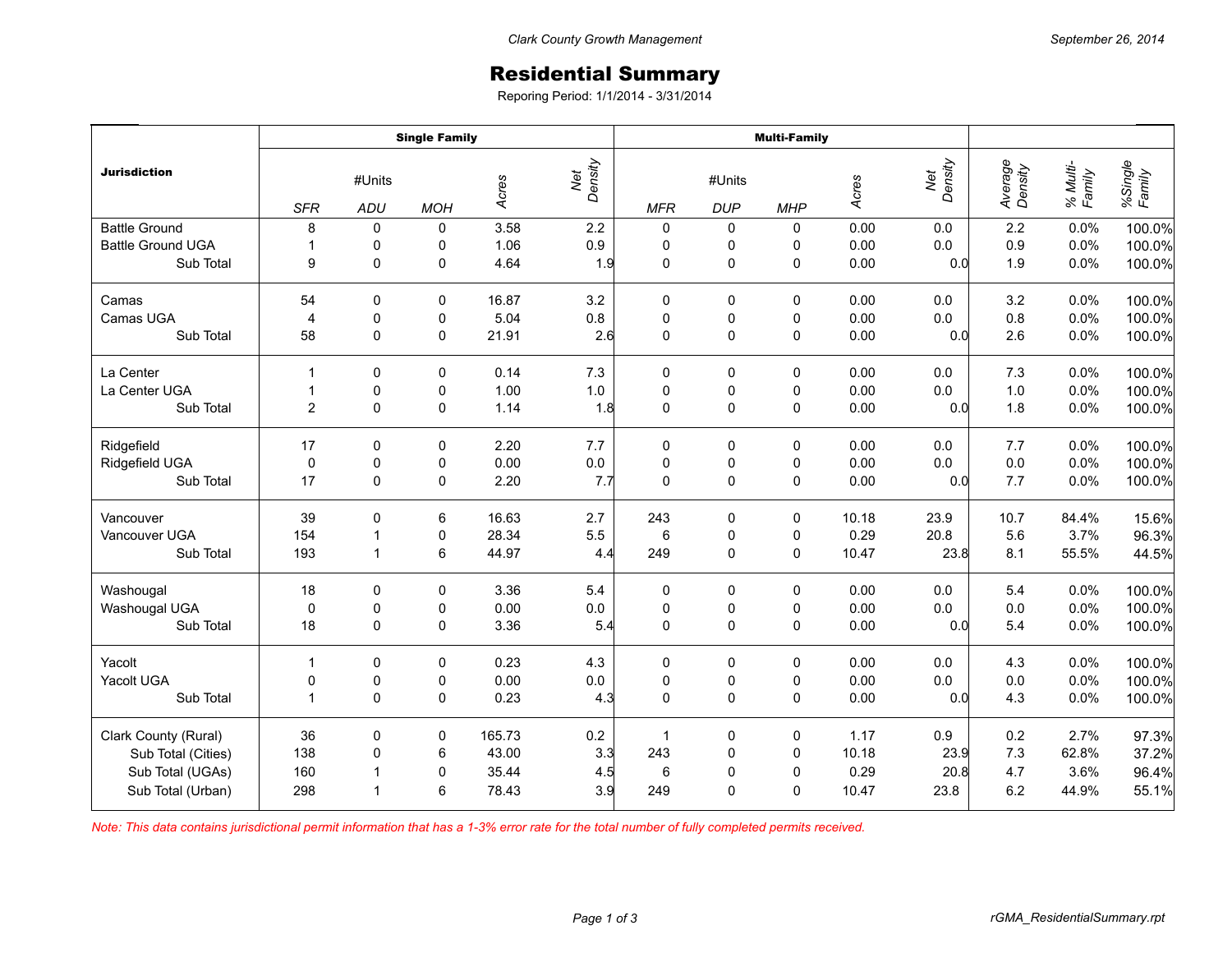Clark County Growth Management

September 26, 2014

# Residential Summary

Reporing Period: 1/1/2014 - 3/31/2014

| Jurisdiction | Single Family | | | | | Multi-Family | | | | | | | |
|---|---|---|---|---|---|---|---|---|---|---|---|---|---|
| | #Units | | | Acres | Net Density | #Units | | | Acres | Net Density | Average Density | % Multi-Family | %Single Family |
| | SFR | ADU | MOH | | | MFR | DUP | MHP | | | | | |
| Battle Ground | 8 | 0 | 0 | 3.58 | 2.2 | 0 | 0 | 0 | 0.00 | 0.0 | 2.2 | 0.0% | 100.0% |
| Battle Ground UGA | 1 | 0 | 0 | 1.06 | 0.9 | 0 | 0 | 0 | 0.00 | 0.0 | 0.9 | 0.0% | 100.0% |
| Sub Total | 9 | 0 | 0 | 4.64 | 1.9 | 0 | 0 | 0 | 0.00 | 0.0 | 1.9 | 0.0% | 100.0% |
| Camas | 54 | 0 | 0 | 16.87 | 3.2 | 0 | 0 | 0 | 0.00 | 0.0 | 3.2 | 0.0% | 100.0% |
| Camas UGA | 4 | 0 | 0 | 5.04 | 0.8 | 0 | 0 | 0 | 0.00 | 0.0 | 0.8 | 0.0% | 100.0% |
| Sub Total | 58 | 0 | 0 | 21.91 | 2.6 | 0 | 0 | 0 | 0.00 | 0.0 | 2.6 | 0.0% | 100.0% |
| La Center | 1 | 0 | 0 | 0.14 | 7.3 | 0 | 0 | 0 | 0.00 | 0.0 | 7.3 | 0.0% | 100.0% |
| La Center UGA | 1 | 0 | 0 | 1.00 | 1.0 | 0 | 0 | 0 | 0.00 | 0.0 | 1.0 | 0.0% | 100.0% |
| Sub Total | 2 | 0 | 0 | 1.14 | 1.8 | 0 | 0 | 0 | 0.00 | 0.0 | 1.8 | 0.0% | 100.0% |
| Ridgefield | 17 | 0 | 0 | 2.20 | 7.7 | 0 | 0 | 0 | 0.00 | 0.0 | 7.7 | 0.0% | 100.0% |
| Ridgefield UGA | 0 | 0 | 0 | 0.00 | 0.0 | 0 | 0 | 0 | 0.00 | 0.0 | 0.0 | 0.0% | 100.0% |
| Sub Total | 17 | 0 | 0 | 2.20 | 7.7 | 0 | 0 | 0 | 0.00 | 0.0 | 7.7 | 0.0% | 100.0% |
| Vancouver | 39 | 0 | 6 | 16.63 | 2.7 | 243 | 0 | 0 | 10.18 | 23.9 | 10.7 | 84.4% | 15.6% |
| Vancouver UGA | 154 | 1 | 0 | 28.34 | 5.5 | 6 | 0 | 0 | 0.29 | 20.8 | 5.6 | 3.7% | 96.3% |
| Sub Total | 193 | 1 | 6 | 44.97 | 4.4 | 249 | 0 | 0 | 10.47 | 23.8 | 8.1 | 55.5% | 44.5% |
| Washougal | 18 | 0 | 0 | 3.36 | 5.4 | 0 | 0 | 0 | 0.00 | 0.0 | 5.4 | 0.0% | 100.0% |
| Washougal UGA | 0 | 0 | 0 | 0.00 | 0.0 | 0 | 0 | 0 | 0.00 | 0.0 | 0.0 | 0.0% | 100.0% |
| Sub Total | 18 | 0 | 0 | 3.36 | 5.4 | 0 | 0 | 0 | 0.00 | 0.0 | 5.4 | 0.0% | 100.0% |
| Yacolt | 1 | 0 | 0 | 0.23 | 4.3 | 0 | 0 | 0 | 0.00 | 0.0 | 4.3 | 0.0% | 100.0% |
| Yacolt UGA | 0 | 0 | 0 | 0.00 | 0.0 | 0 | 0 | 0 | 0.00 | 0.0 | 0.0 | 0.0% | 100.0% |
| Sub Total | 1 | 0 | 0 | 0.23 | 4.3 | 0 | 0 | 0 | 0.00 | 0.0 | 4.3 | 0.0% | 100.0% |
| Clark County (Rural) | 36 | 0 | 0 | 165.73 | 0.2 | 1 | 0 | 0 | 1.17 | 0.9 | 0.2 | 2.7% | 97.3% |
| Sub Total (Cities) | 138 | 0 | 6 | 43.00 | 3.3 | 243 | 0 | 0 | 10.18 | 23.9 | 7.3 | 62.8% | 37.2% |
| Sub Total (UGAs) | 160 | 1 | 0 | 35.44 | 4.5 | 6 | 0 | 0 | 0.29 | 20.8 | 4.7 | 3.6% | 96.4% |
| Sub Total (Urban) | 298 | 1 | 6 | 78.43 | 3.9 | 249 | 0 | 0 | 10.47 | 23.8 | 6.2 | 44.9% | 55.1% |

*Note: This data contains jurisdictional permit information that has a 1-3% error rate for the total number of fully completed permits received.*

rGMA_ResidentialSummary.rpt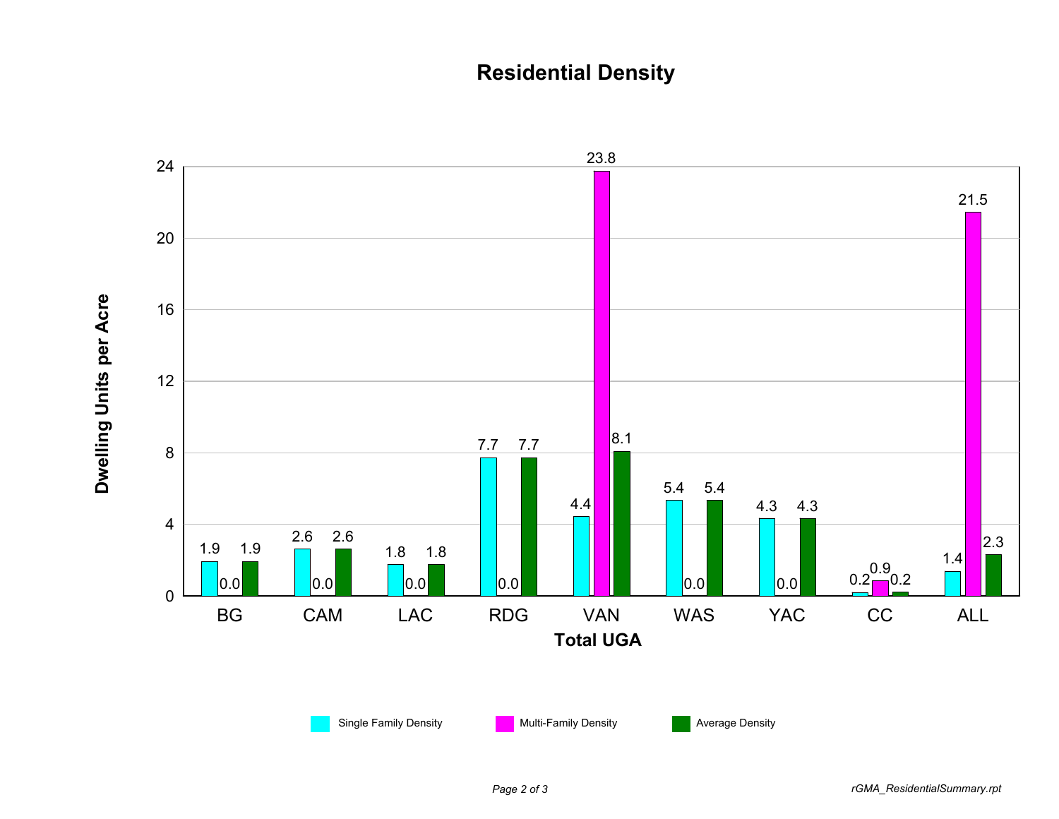## Residential Density

Dwelling Units per Acre by Total UGA

| Total UGA | Single Family Density | Multi-Family Density | Average Density |
|---|---|---|---|
| BG | 1.9 | 0.0 | 1.9 |
| CAM | 2.6 | 0.0 | 2.6 |
| LAC | 1.8 | 0.0 | 1.8 |
| RDG | 7.7 | 0.0 | 7.7 |
| VAN | 4.4 | 23.8 | 8.1 |
| WAS | 5.4 | 0.0 | 5.4 |
| YAC | 4.3 | 0.0 | 4.3 |
| CC | 0.2 | 0.9 | 0.2 |
| ALL | 1.4 | 21.5 | 2.3 |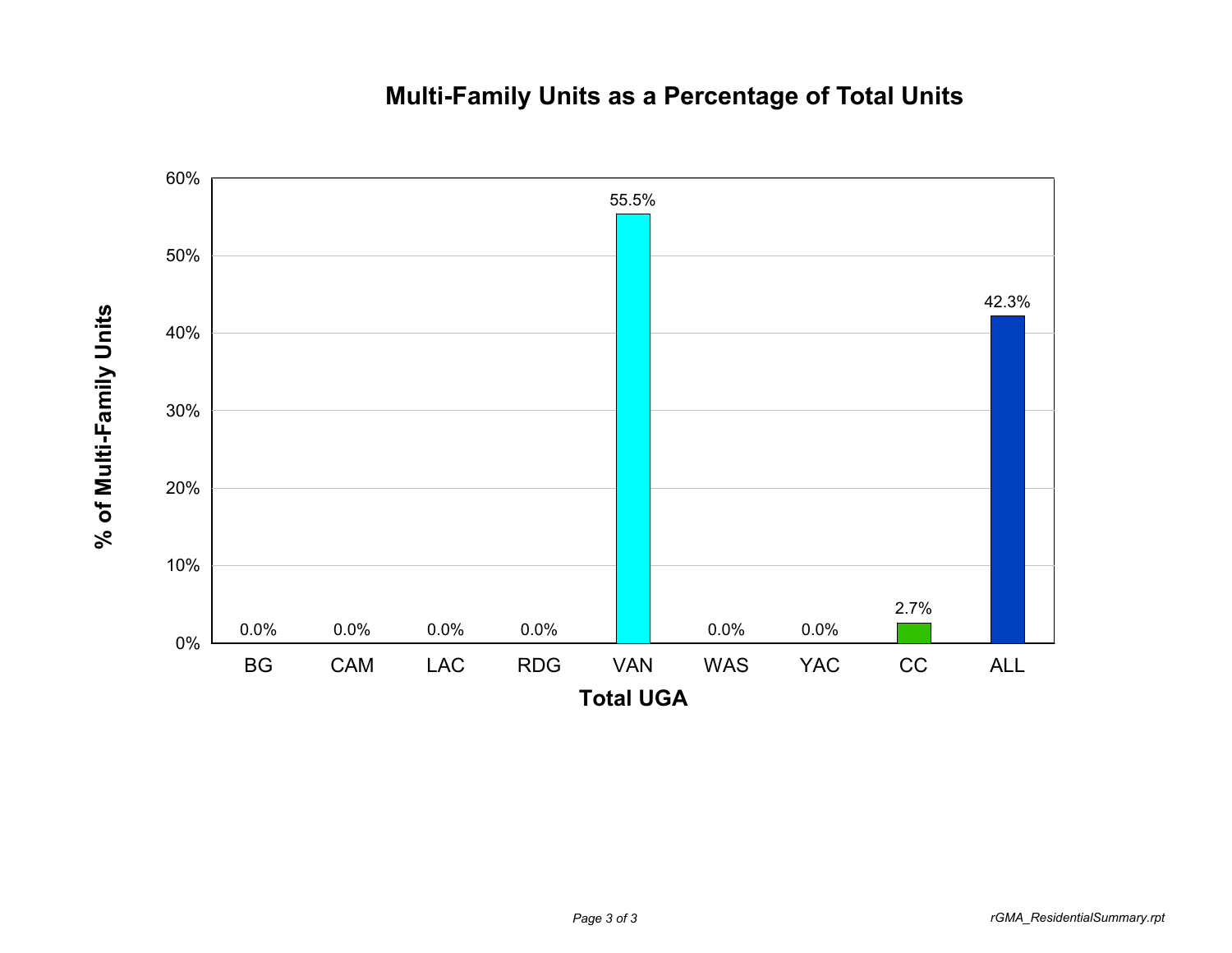## Multi-Family Units as a Percentage of Total Units

% of Multi-Family Units

60%
50%
40%
30%
20%
10%
0%

0.0%
0.0%
0.0%
0.0%
55.5%
0.0%
0.0%
2.7%
42.3%

BG
CAM
LAC
RDG
VAN
WAS
YAC
CC
ALL

Total UGA

*rGMA_ResidentialSummary.rpt*